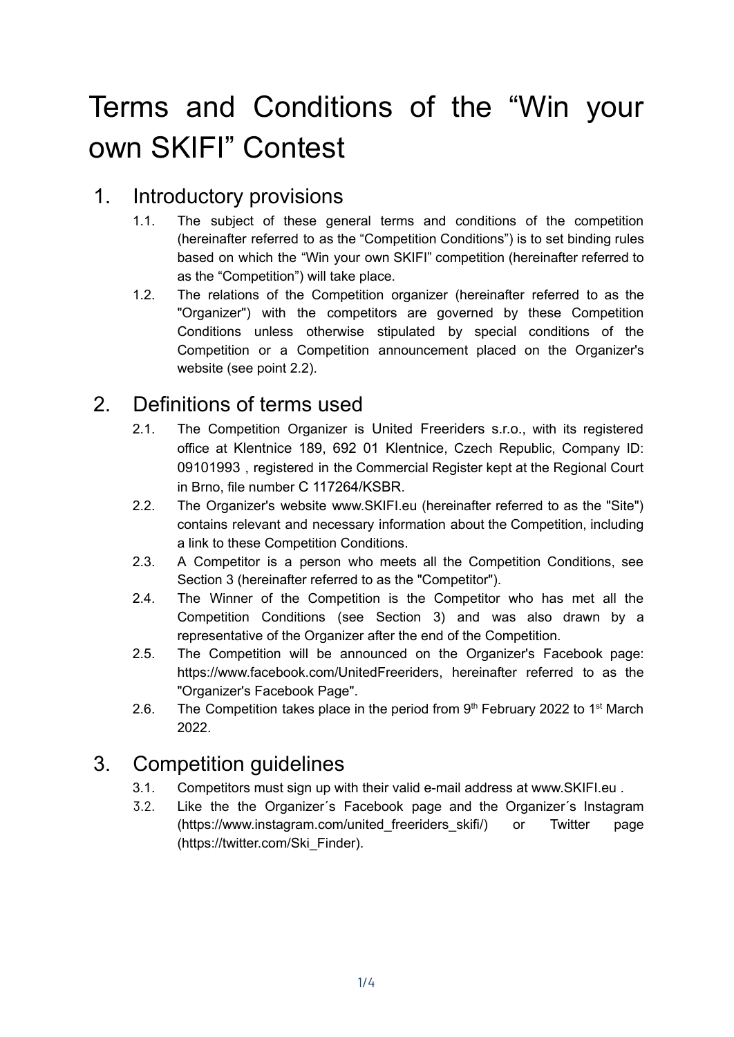# Terms and Conditions of the “Win your own SKIFI” Contest

## 1. Introductory provisions

1.1. The subject of these general terms and conditions of the competition (hereinafter referred to as the “Competition Conditions”) is to set binding rules based on which the “Win your own SKIFI” competition (hereinafter referred to as the “Competition”) will take place.

1.2. The relations of the Competition organizer (hereinafter referred to as the "Organizer") with the competitors are governed by these Competition Conditions unless otherwise stipulated by special conditions of the Competition or a Competition announcement placed on the Organizer's website (see point 2.2).

## 2. Definitions of terms used

2.1. The Competition Organizer is United Freeriders s.r.o., with its registered office at Klentnice 189, 692 01 Klentnice, Czech Republic, Company ID: 09101993 , registered in the Commercial Register kept at the Regional Court in Brno, file number C 117264/KSBR.

2.2. The Organizer's website www.SKIFI.eu (hereinafter referred to as the "Site") contains relevant and necessary information about the Competition, including a link to these Competition Conditions.

2.3. A Competitor is a person who meets all the Competition Conditions, see Section 3 (hereinafter referred to as the "Competitor").

2.4. The Winner of the Competition is the Competitor who has met all the Competition Conditions (see Section 3) and was also drawn by a representative of the Organizer after the end of the Competition.

2.5. The Competition will be announced on the Organizer's Facebook page: https://www.facebook.com/UnitedFreeriders, hereinafter referred to as the "Organizer's Facebook Page".

2.6. The Competition takes place in the period from 9th February 2022 to 1st March 2022.

## 3. Competition guidelines

3.1. Competitors must sign up with their valid e-mail address at www.SKIFI.eu .

3.2. Like the the Organizer´s Facebook page and the Organizer´s Instagram (https://www.instagram.com/united_freeriders_skifi/) or Twitter page (https://twitter.com/Ski_Finder).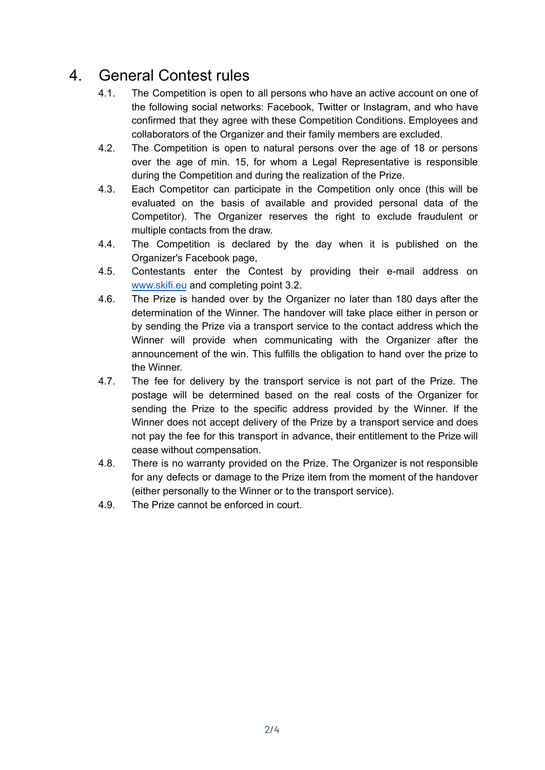# 4. General Contest rules

4.1. The Competition is open to all persons who have an active account on one of the following social networks: Facebook, Twitter or Instagram, and who have confirmed that they agree with these Competition Conditions. Employees and collaborators of the Organizer and their family members are excluded.

4.2. The Competition is open to natural persons over the age of 18 or persons over the age of min. 15, for whom a Legal Representative is responsible during the Competition and during the realization of the Prize.

4.3. Each Competitor can participate in the Competition only once (this will be evaluated on the basis of available and provided personal data of the Competitor). The Organizer reserves the right to exclude fraudulent or multiple contacts from the draw.

4.4. The Competition is declared by the day when it is published on the Organizer's Facebook page,

4.5. Contestants enter the Contest by providing their e-mail address on [www.skifi.eu](http://www.skifi.eu) and completing point 3.2.

4.6. The Prize is handed over by the Organizer no later than 180 days after the determination of the Winner. The handover will take place either in person or by sending the Prize via a transport service to the contact address which the Winner will provide when communicating with the Organizer after the announcement of the win. This fulfills the obligation to hand over the prize to the Winner.

4.7. The fee for delivery by the transport service is not part of the Prize. The postage will be determined based on the real costs of the Organizer for sending the Prize to the specific address provided by the Winner. If the Winner does not accept delivery of the Prize by a transport service and does not pay the fee for this transport in advance, their entitlement to the Prize will cease without compensation.

4.8. There is no warranty provided on the Prize. The Organizer is not responsible for any defects or damage to the Prize item from the moment of the handover (either personally to the Winner or to the transport service).

4.9. The Prize cannot be enforced in court.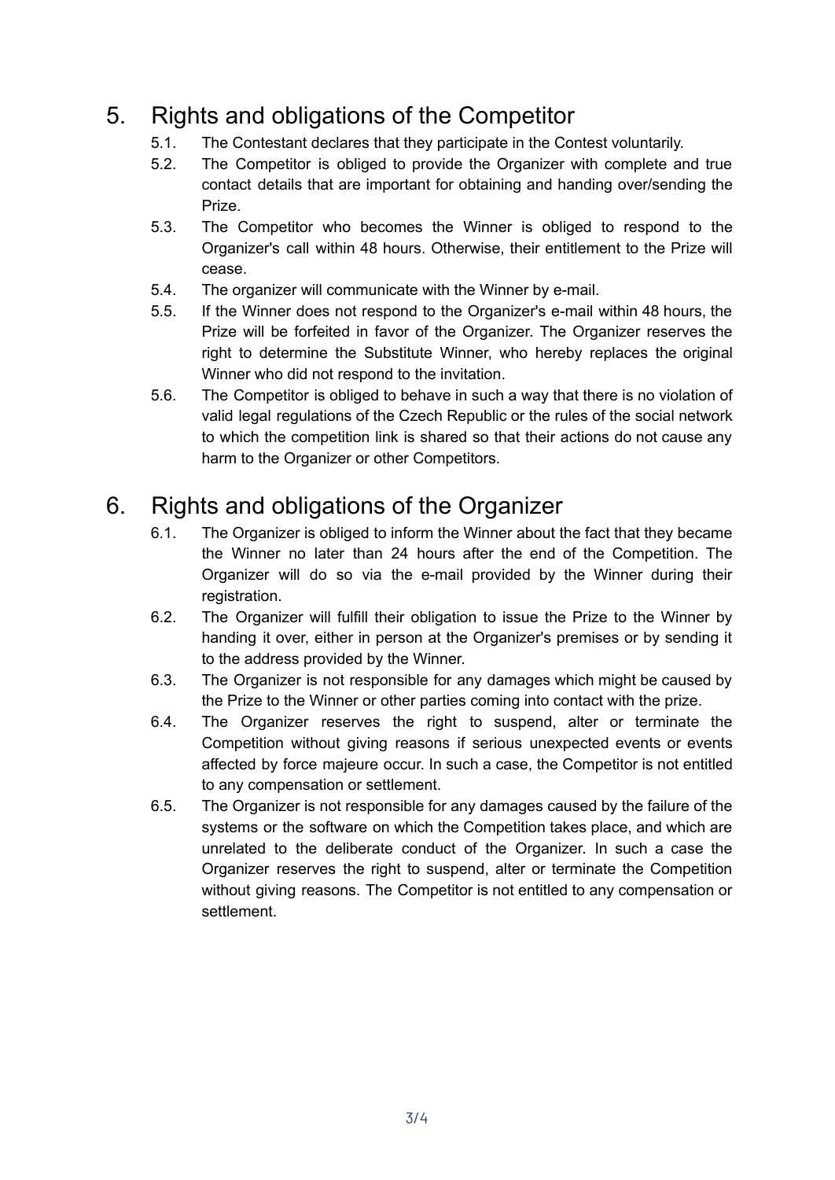## 5. Rights and obligations of the Competitor

5.1. The Contestant declares that they participate in the Contest voluntarily.

5.2. The Competitor is obliged to provide the Organizer with complete and true contact details that are important for obtaining and handing over/sending the Prize.

5.3. The Competitor who becomes the Winner is obliged to respond to the Organizer's call within 48 hours. Otherwise, their entitlement to the Prize will cease.

5.4. The organizer will communicate with the Winner by e-mail.

5.5. If the Winner does not respond to the Organizer's e-mail within 48 hours, the Prize will be forfeited in favor of the Organizer. The Organizer reserves the right to determine the Substitute Winner, who hereby replaces the original Winner who did not respond to the invitation.

5.6. The Competitor is obliged to behave in such a way that there is no violation of valid legal regulations of the Czech Republic or the rules of the social network to which the competition link is shared so that their actions do not cause any harm to the Organizer or other Competitors.

## 6. Rights and obligations of the Organizer

6.1. The Organizer is obliged to inform the Winner about the fact that they became the Winner no later than 24 hours after the end of the Competition. The Organizer will do so via the e-mail provided by the Winner during their registration.

6.2. The Organizer will fulfill their obligation to issue the Prize to the Winner by handing it over, either in person at the Organizer's premises or by sending it to the address provided by the Winner.

6.3. The Organizer is not responsible for any damages which might be caused by the Prize to the Winner or other parties coming into contact with the prize.

6.4. The Organizer reserves the right to suspend, alter or terminate the Competition without giving reasons if serious unexpected events or events affected by force majeure occur. In such a case, the Competitor is not entitled to any compensation or settlement.

6.5. The Organizer is not responsible for any damages caused by the failure of the systems or the software on which the Competition takes place, and which are unrelated to the deliberate conduct of the Organizer. In such a case the Organizer reserves the right to suspend, alter or terminate the Competition without giving reasons. The Competitor is not entitled to any compensation or settlement.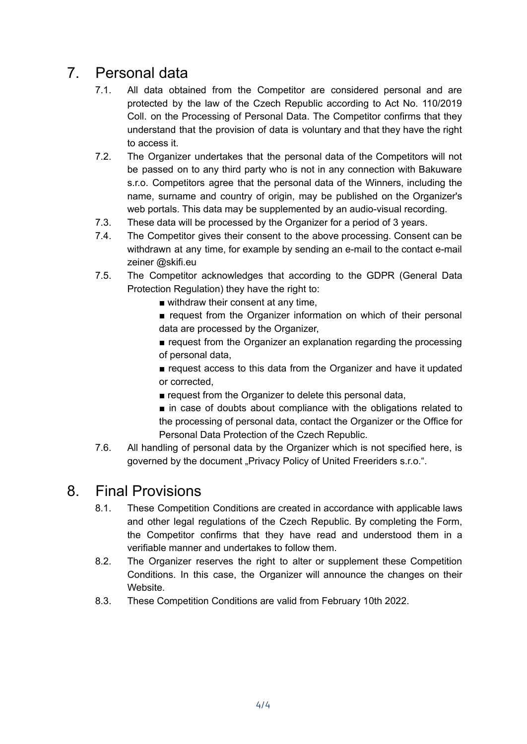# 7. Personal data

7.1. All data obtained from the Competitor are considered personal and are protected by the law of the Czech Republic according to Act No. 110/2019 Coll. on the Processing of Personal Data. The Competitor confirms that they understand that the provision of data is voluntary and that they have the right to access it.

7.2. The Organizer undertakes that the personal data of the Competitors will not be passed on to any third party who is not in any connection with Bakuware s.r.o. Competitors agree that the personal data of the Winners, including the name, surname and country of origin, may be published on the Organizer's web portals. This data may be supplemented by an audio-visual recording.

7.3. These data will be processed by the Organizer for a period of 3 years.

7.4. The Competitor gives their consent to the above processing. Consent can be withdrawn at any time, for example by sending an e-mail to the contact e-mail zeiner @skifi.eu

7.5. The Competitor acknowledges that according to the GDPR (General Data Protection Regulation) they have the right to:

- withdraw their consent at any time,
- request from the Organizer information on which of their personal data are processed by the Organizer,
- request from the Organizer an explanation regarding the processing of personal data,
- request access to this data from the Organizer and have it updated or corrected,
- request from the Organizer to delete this personal data,
- in case of doubts about compliance with the obligations related to the processing of personal data, contact the Organizer or the Office for Personal Data Protection of the Czech Republic.

7.6. All handling of personal data by the Organizer which is not specified here, is governed by the document „Privacy Policy of United Freeriders s.r.o.".

# 8. Final Provisions

8.1. These Competition Conditions are created in accordance with applicable laws and other legal regulations of the Czech Republic. By completing the Form, the Competitor confirms that they have read and understood them in a verifiable manner and undertakes to follow them.

8.2. The Organizer reserves the right to alter or supplement these Competition Conditions. In this case, the Organizer will announce the changes on their Website.

8.3. These Competition Conditions are valid from February 10th 2022.